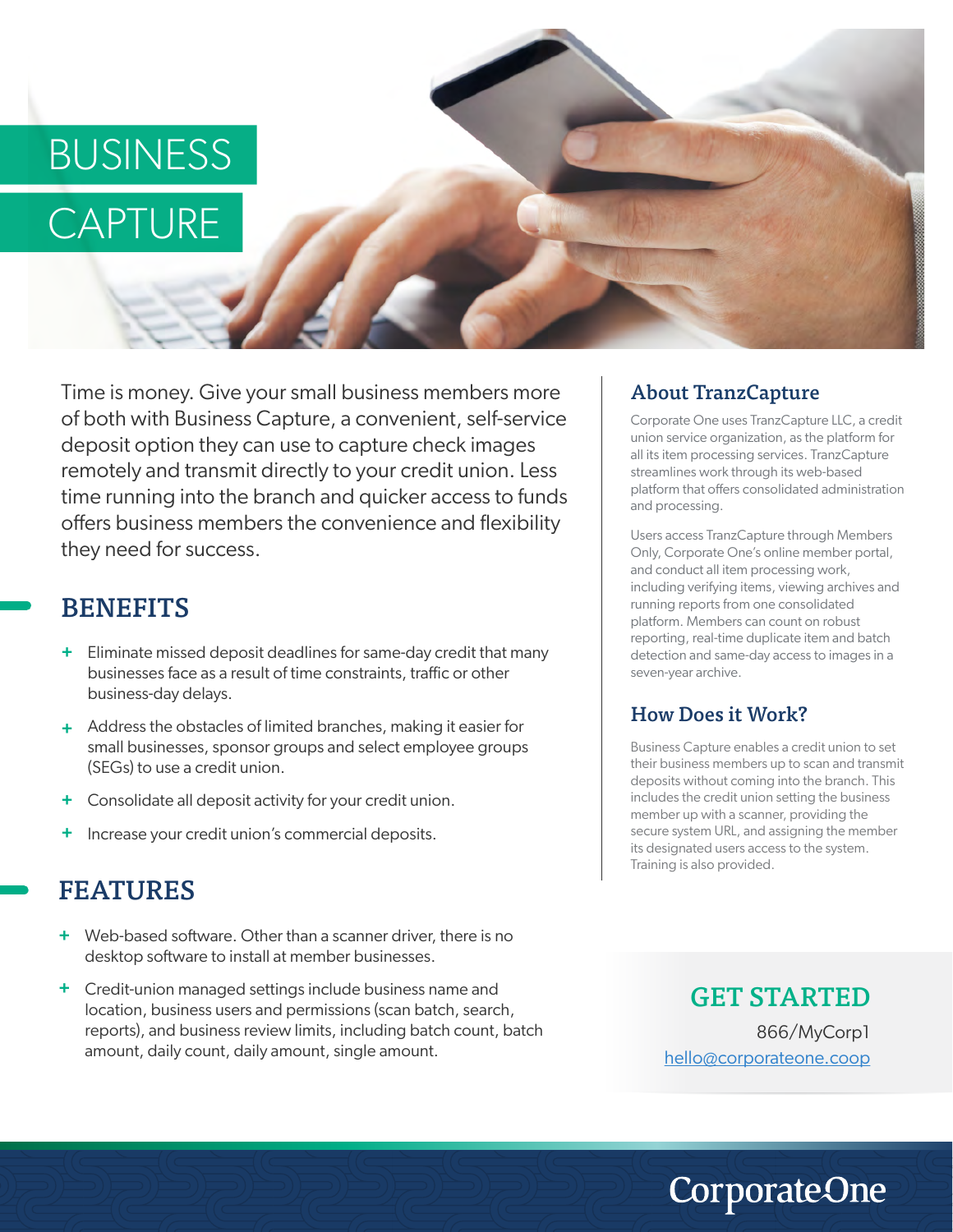# BUSINESS CAPTURE

Time is money. Give your small business members more of both with Business Capture, a convenient, self-service deposit option they can use to capture check images remotely and transmit directly to your credit union. Less time running into the branch and quicker access to funds offers business members the convenience and flexibility they need for success.

## BENEFITS

- Eliminate missed deposit deadlines for same-day credit that many businesses face as a result of time constraints, traffic or other business-day delays.
- Address the obstacles of limited branches, making it easier for small businesses, sponsor groups and select employee groups (SEGs) to use a credit union.
- Consolidate all deposit activity for your credit union.
- Increase your credit union's commercial deposits.

## FEATURES

- Web-based software. Other than a scanner driver, there is no desktop software to install at member businesses.
- Credit-union managed settings include business name and location, business users and permissions (scan batch, search, reports), and business review limits, including batch count, batch amount, daily count, daily amount, single amount.

## About TranzCapture

Corporate One uses TranzCapture LLC, a credit union service organization, as the platform for all its item processing services. TranzCapture streamlines work through its web-based platform that offers consolidated administration and processing.

Users access TranzCapture through Members Only, Corporate One's online member portal, and conduct all item processing work, including verifying items, viewing archives and running reports from one consolidated platform. Members can count on robust reporting, real-time duplicate item and batch detection and same-day access to images in a seven-year archive.

## How Does it Work?

Business Capture enables a credit union to set their business members up to scan and transmit deposits without coming into the branch. This includes the credit union setting the business member up with a scanner, providing the secure system URL, and assigning the member its designated users access to the system. Training is also provided.

## GET STARTED

866/MyCorp1
hello@corporateone.coop

CorporateOne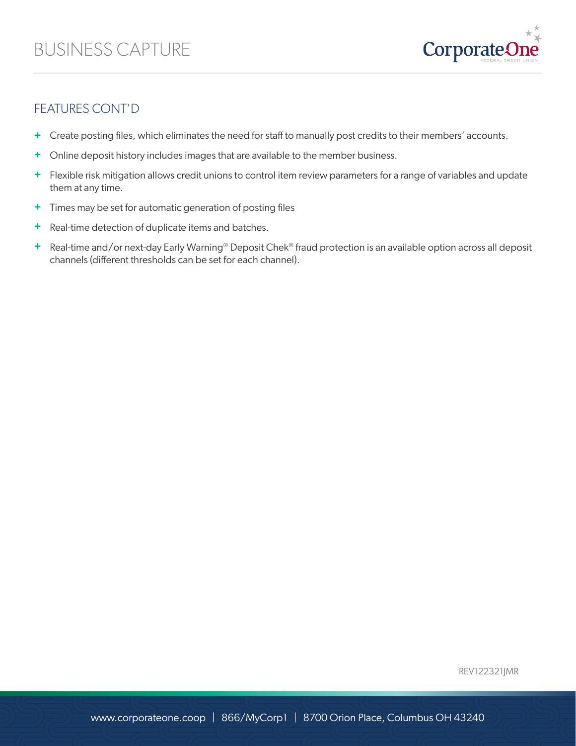## FEATURES CONT'D

- Create posting files, which eliminates the need for staff to manually post credits to their members' accounts.
- Online deposit history includes images that are available to the member business.
- Flexible risk mitigation allows credit unions to control item review parameters for a range of variables and update them at any time.
- Times may be set for automatic generation of posting files
- Real-time detection of duplicate items and batches.
- Real-time and/or next-day Early Warning® Deposit Chek® fraud protection is an available option across all deposit channels (different thresholds can be set for each channel).

REV122321JMR